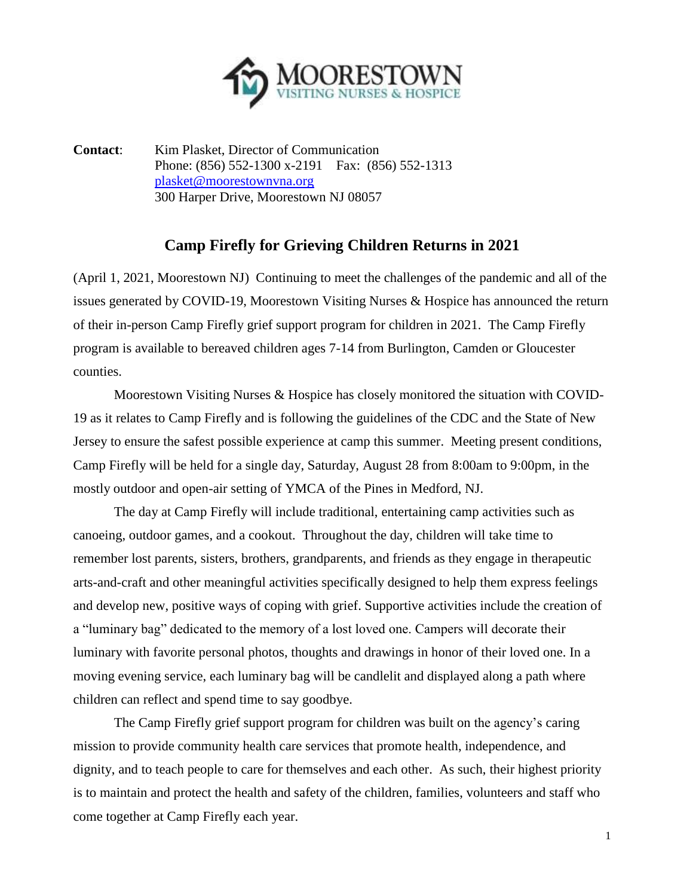MOORESTOWN
VISITING NURSES & HOSPICE

**Contact**: Kim Plasket, Director of Communication
Phone: (856) 552-1300 x-2191 Fax: (856) 552-1313
plasket@moorestownvna.org
300 Harper Drive, Moorestown NJ 08057

## Camp Firefly for Grieving Children Returns in 2021

(April 1, 2021, Moorestown NJ) Continuing to meet the challenges of the pandemic and all of the issues generated by COVID-19, Moorestown Visiting Nurses & Hospice has announced the return of their in-person Camp Firefly grief support program for children in 2021. The Camp Firefly program is available to bereaved children ages 7-14 from Burlington, Camden or Gloucester counties.

Moorestown Visiting Nurses & Hospice has closely monitored the situation with COVID-19 as it relates to Camp Firefly and is following the guidelines of the CDC and the State of New Jersey to ensure the safest possible experience at camp this summer. Meeting present conditions, Camp Firefly will be held for a single day, Saturday, August 28 from 8:00am to 9:00pm, in the mostly outdoor and open-air setting of YMCA of the Pines in Medford, NJ.

The day at Camp Firefly will include traditional, entertaining camp activities such as canoeing, outdoor games, and a cookout. Throughout the day, children will take time to remember lost parents, sisters, brothers, grandparents, and friends as they engage in therapeutic arts-and-craft and other meaningful activities specifically designed to help them express feelings and develop new, positive ways of coping with grief. Supportive activities include the creation of a "luminary bag" dedicated to the memory of a lost loved one. Campers will decorate their luminary with favorite personal photos, thoughts and drawings in honor of their loved one. In a moving evening service, each luminary bag will be candlelit and displayed along a path where children can reflect and spend time to say goodbye.

The Camp Firefly grief support program for children was built on the agency's caring mission to provide community health care services that promote health, independence, and dignity, and to teach people to care for themselves and each other. As such, their highest priority is to maintain and protect the health and safety of the children, families, volunteers and staff who come together at Camp Firefly each year.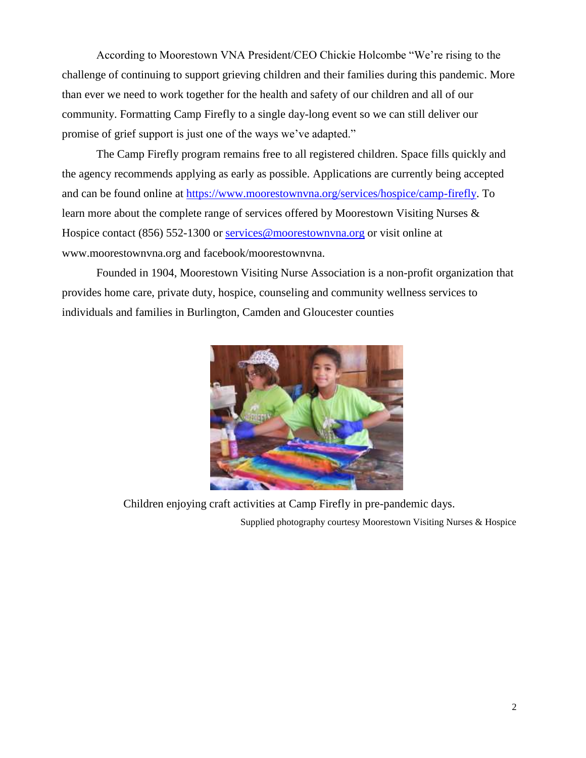According to Moorestown VNA President/CEO Chickie Holcombe "We're rising to the challenge of continuing to support grieving children and their families during this pandemic. More than ever we need to work together for the health and safety of our children and all of our community. Formatting Camp Firefly to a single day-long event so we can still deliver our promise of grief support is just one of the ways we've adapted."

The Camp Firefly program remains free to all registered children. Space fills quickly and the agency recommends applying as early as possible. Applications are currently being accepted and can be found online at [https://www.moorestownvna.org/services/hospice/camp-firefly](https://www.moorestownvna.org/services/hospice/camp-firefly). To learn more about the complete range of services offered by Moorestown Visiting Nurses & Hospice contact (856) 552-1300 or [services@moorestownvna.org](mailto:services@moorestownvna.org) or visit online at www.moorestownvna.org and facebook/moorestownvna.

Founded in 1904, Moorestown Visiting Nurse Association is a non-profit organization that provides home care, private duty, hospice, counseling and community wellness services to individuals and families in Burlington, Camden and Gloucester counties

Children enjoying craft activities at Camp Firefly in pre-pandemic days.

Supplied photography courtesy Moorestown Visiting Nurses & Hospice